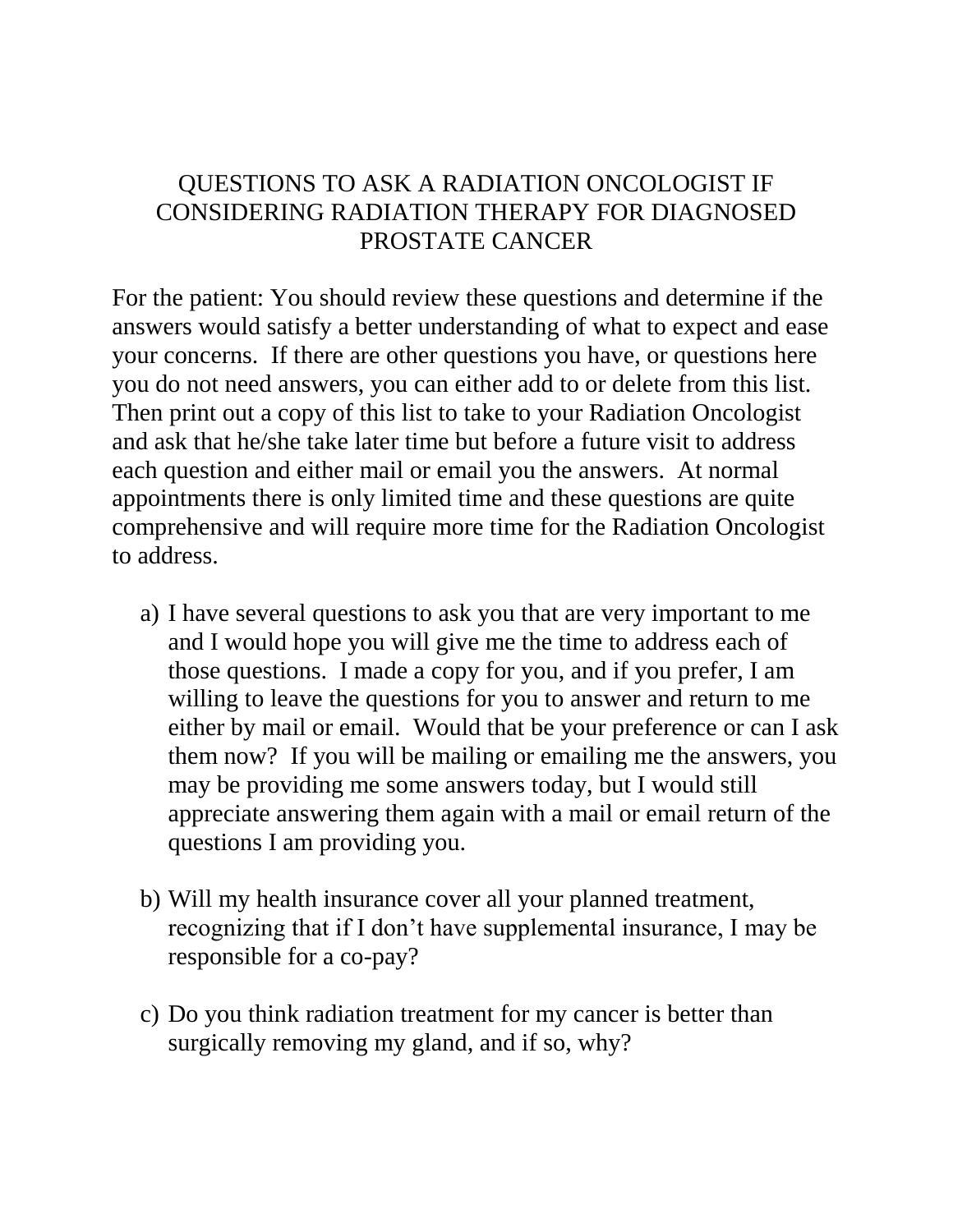# QUESTIONS TO ASK A RADIATION ONCOLOGIST IF CONSIDERING RADIATION THERAPY FOR DIAGNOSED PROSTATE CANCER

For the patient: You should review these questions and determine if the answers would satisfy a better understanding of what to expect and ease your concerns. If there are other questions you have, or questions here you do not need answers, you can either add to or delete from this list. Then print out a copy of this list to take to your Radiation Oncologist and ask that he/she take later time but before a future visit to address each question and either mail or email you the answers. At normal appointments there is only limited time and these questions are quite comprehensive and will require more time for the Radiation Oncologist to address.

a) I have several questions to ask you that are very important to me and I would hope you will give me the time to address each of those questions. I made a copy for you, and if you prefer, I am willing to leave the questions for you to answer and return to me either by mail or email. Would that be your preference or can I ask them now? If you will be mailing or emailing me the answers, you may be providing me some answers today, but I would still appreciate answering them again with a mail or email return of the questions I am providing you.

b) Will my health insurance cover all your planned treatment, recognizing that if I don't have supplemental insurance, I may be responsible for a co-pay?

c) Do you think radiation treatment for my cancer is better than surgically removing my gland, and if so, why?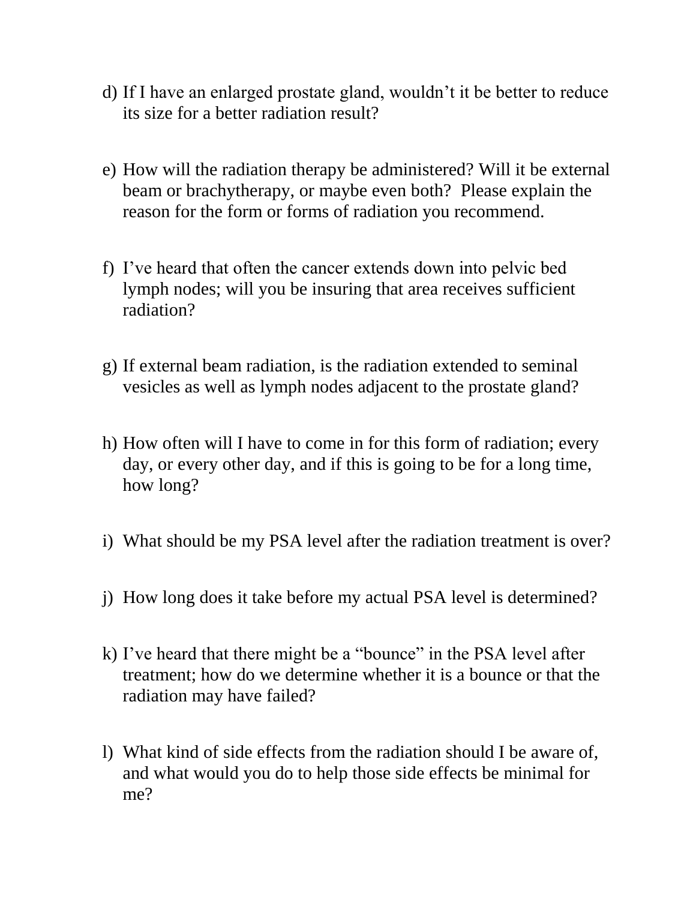d) If I have an enlarged prostate gland, wouldn't it be better to reduce its size for a better radiation result?

e) How will the radiation therapy be administered? Will it be external beam or brachytherapy, or maybe even both? Please explain the reason for the form or forms of radiation you recommend.

f) I've heard that often the cancer extends down into pelvic bed lymph nodes; will you be insuring that area receives sufficient radiation?

g) If external beam radiation, is the radiation extended to seminal vesicles as well as lymph nodes adjacent to the prostate gland?

h) How often will I have to come in for this form of radiation; every day, or every other day, and if this is going to be for a long time, how long?

i) What should be my PSA level after the radiation treatment is over?

j) How long does it take before my actual PSA level is determined?

k) I've heard that there might be a "bounce" in the PSA level after treatment; how do we determine whether it is a bounce or that the radiation may have failed?

l) What kind of side effects from the radiation should I be aware of, and what would you do to help those side effects be minimal for me?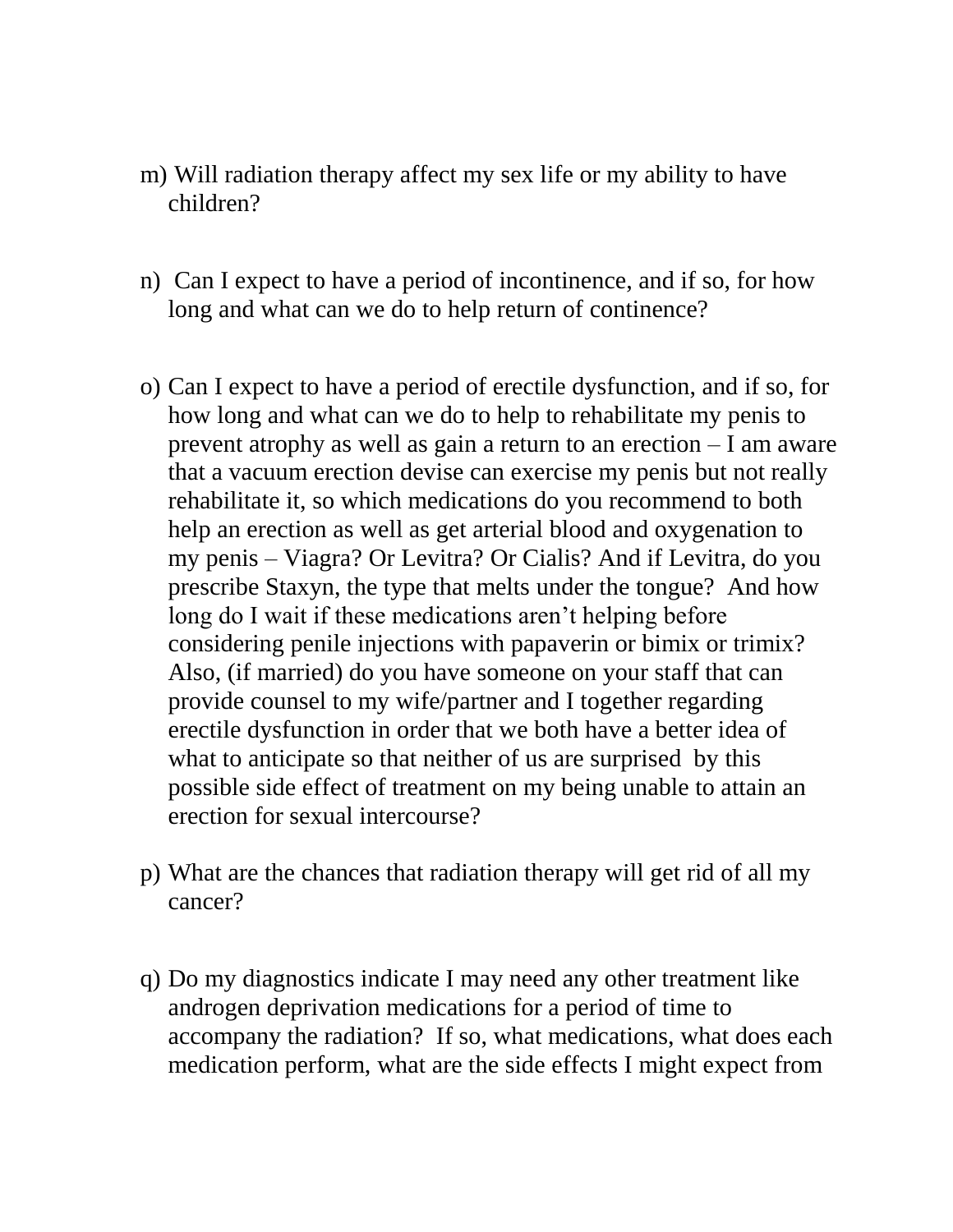m) Will radiation therapy affect my sex life or my ability to have children?

n) Can I expect to have a period of incontinence, and if so, for how long and what can we do to help return of continence?

o) Can I expect to have a period of erectile dysfunction, and if so, for how long and what can we do to help to rehabilitate my penis to prevent atrophy as well as gain a return to an erection – I am aware that a vacuum erection devise can exercise my penis but not really rehabilitate it, so which medications do you recommend to both help an erection as well as get arterial blood and oxygenation to my penis – Viagra? Or Levitra? Or Cialis? And if Levitra, do you prescribe Staxyn, the type that melts under the tongue? And how long do I wait if these medications aren't helping before considering penile injections with papaverin or bimix or trimix? Also, (if married) do you have someone on your staff that can provide counsel to my wife/partner and I together regarding erectile dysfunction in order that we both have a better idea of what to anticipate so that neither of us are surprised by this possible side effect of treatment on my being unable to attain an erection for sexual intercourse?

p) What are the chances that radiation therapy will get rid of all my cancer?

q) Do my diagnostics indicate I may need any other treatment like androgen deprivation medications for a period of time to accompany the radiation? If so, what medications, what does each medication perform, what are the side effects I might expect from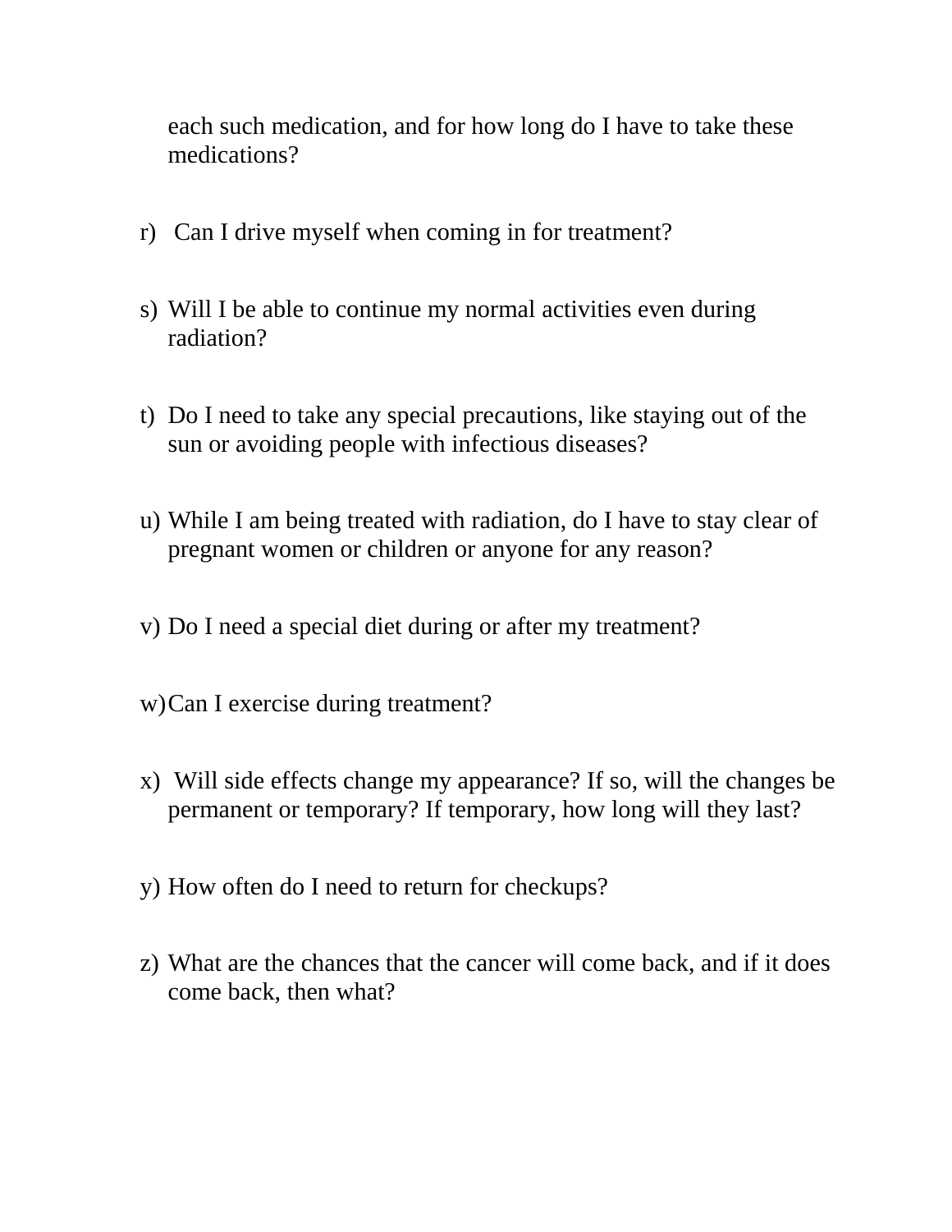each such medication, and for how long do I have to take these medications?

r) Can I drive myself when coming in for treatment?

s) Will I be able to continue my normal activities even during radiation?

t) Do I need to take any special precautions, like staying out of the sun or avoiding people with infectious diseases?

u) While I am being treated with radiation, do I have to stay clear of pregnant women or children or anyone for any reason?

v) Do I need a special diet during or after my treatment?

w) Can I exercise during treatment?

x) Will side effects change my appearance? If so, will the changes be permanent or temporary? If temporary, how long will they last?

y) How often do I need to return for checkups?

z) What are the chances that the cancer will come back, and if it does come back, then what?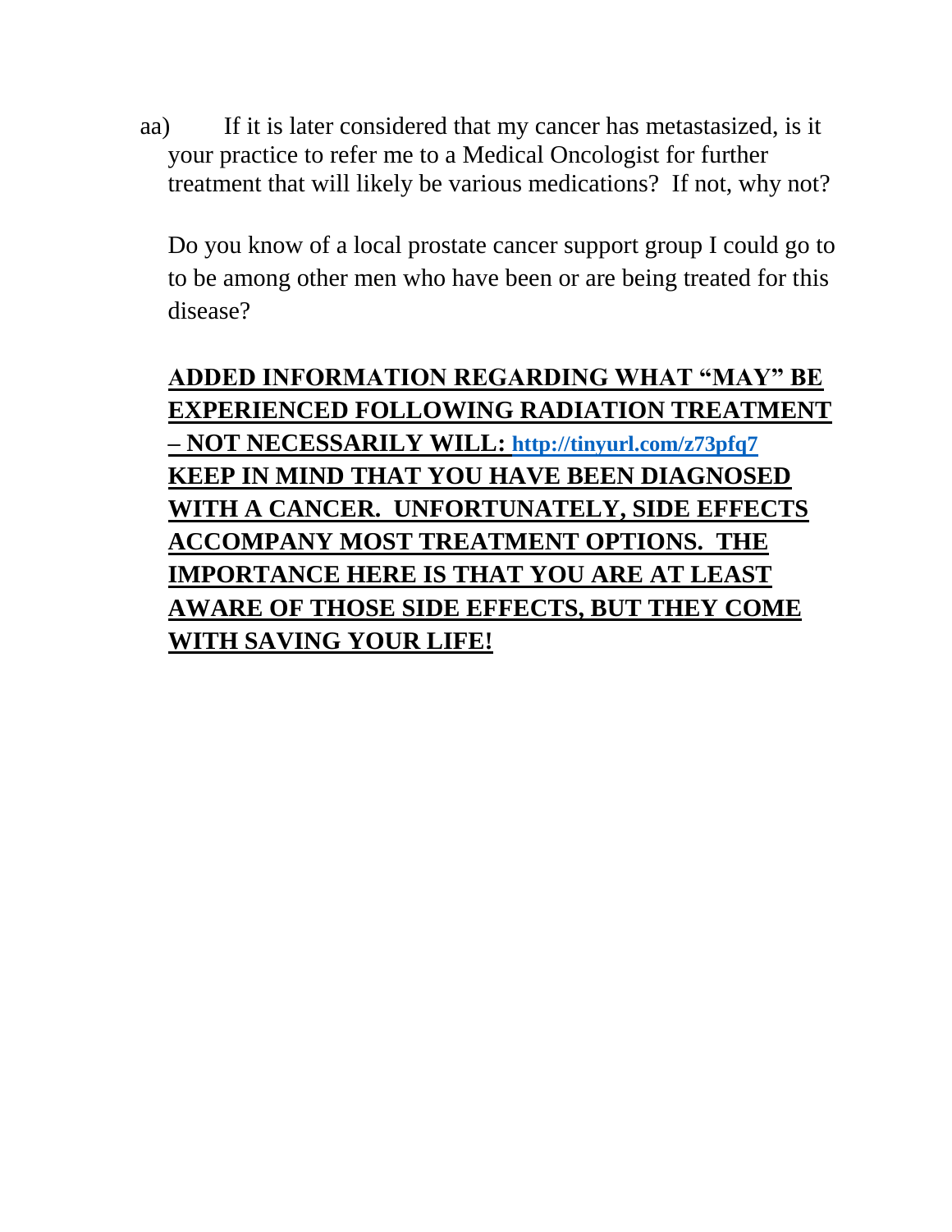aa) If it is later considered that my cancer has metastasized, is it your practice to refer me to a Medical Oncologist for further treatment that will likely be various medications? If not, why not?

Do you know of a local prostate cancer support group I could go to to be among other men who have been or are being treated for this disease?

**ADDED INFORMATION REGARDING WHAT "MAY" BE EXPERIENCED FOLLOWING RADIATION TREATMENT – NOT NECESSARILY WILL: [http://tinyurl.com/z73pfq7](http://tinyurl.com/z73pfq7) KEEP IN MIND THAT YOU HAVE BEEN DIAGNOSED WITH A CANCER. UNFORTUNATELY, SIDE EFFECTS ACCOMPANY MOST TREATMENT OPTIONS. THE IMPORTANCE HERE IS THAT YOU ARE AT LEAST AWARE OF THOSE SIDE EFFECTS, BUT THEY COME WITH SAVING YOUR LIFE!**